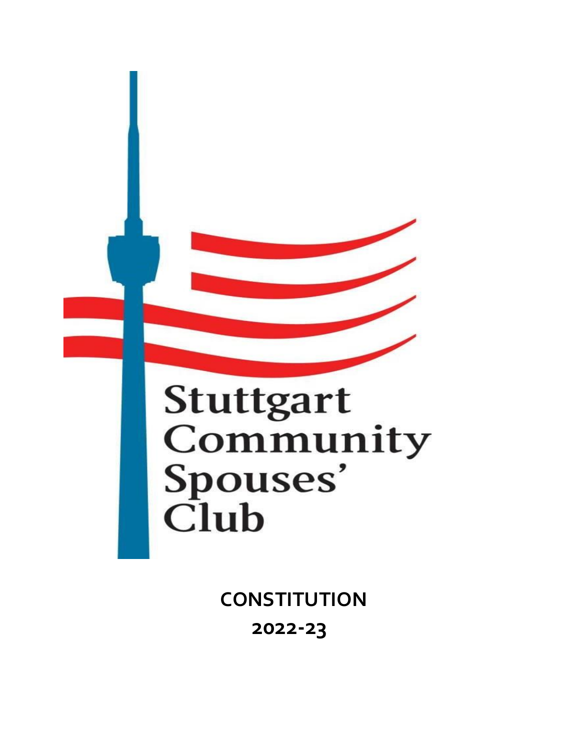Stuttgart Community Spouses' Club

# CONSTITUTION

## 2022-23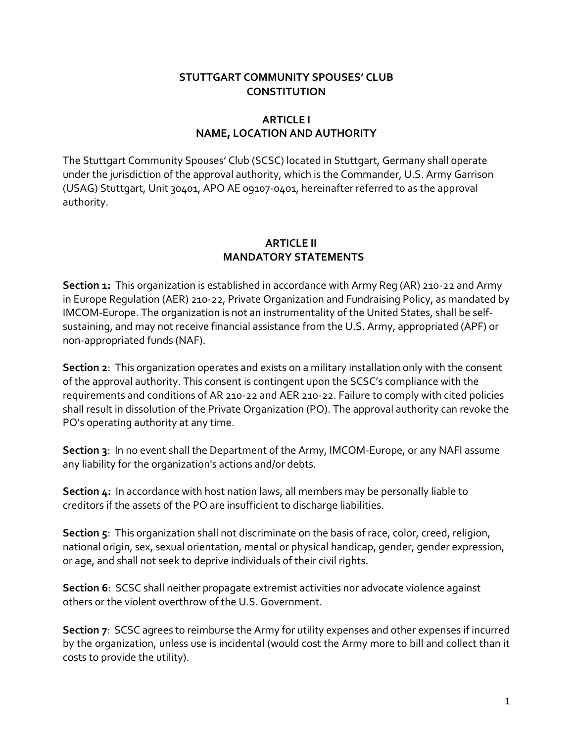# STUTTGART COMMUNITY SPOUSES' CLUB CONSTITUTION

## ARTICLE I
## NAME, LOCATION AND AUTHORITY

The Stuttgart Community Spouses' Club (SCSC) located in Stuttgart, Germany shall operate under the jurisdiction of the approval authority, which is the Commander, U.S. Army Garrison (USAG) Stuttgart, Unit 30401, APO AE 09107-0401, hereinafter referred to as the approval authority.

## ARTICLE II
## MANDATORY STATEMENTS

**Section 1:** This organization is established in accordance with Army Reg (AR) 210-22 and Army in Europe Regulation (AER) 210-22, Private Organization and Fundraising Policy, as mandated by IMCOM-Europe. The organization is not an instrumentality of the United States, shall be self-sustaining, and may not receive financial assistance from the U.S. Army, appropriated (APF) or non-appropriated funds (NAF).

**Section 2**: This organization operates and exists on a military installation only with the consent of the approval authority. This consent is contingent upon the SCSC's compliance with the requirements and conditions of AR 210-22 and AER 210-22. Failure to comply with cited policies shall result in dissolution of the Private Organization (PO). The approval authority can revoke the PO's operating authority at any time.

**Section 3**: In no event shall the Department of the Army, IMCOM-Europe, or any NAFI assume any liability for the organization's actions and/or debts.

**Section 4:** In accordance with host nation laws, all members may be personally liable to creditors if the assets of the PO are insufficient to discharge liabilities.

**Section 5**: This organization shall not discriminate on the basis of race, color, creed, religion, national origin, sex, sexual orientation, mental or physical handicap, gender, gender expression, or age, and shall not seek to deprive individuals of their civil rights.

**Section 6**: SCSC shall neither propagate extremist activities nor advocate violence against others or the violent overthrow of the U.S. Government.

**Section 7**: SCSC agrees to reimburse the Army for utility expenses and other expenses if incurred by the organization, unless use is incidental (would cost the Army more to bill and collect than it costs to provide the utility).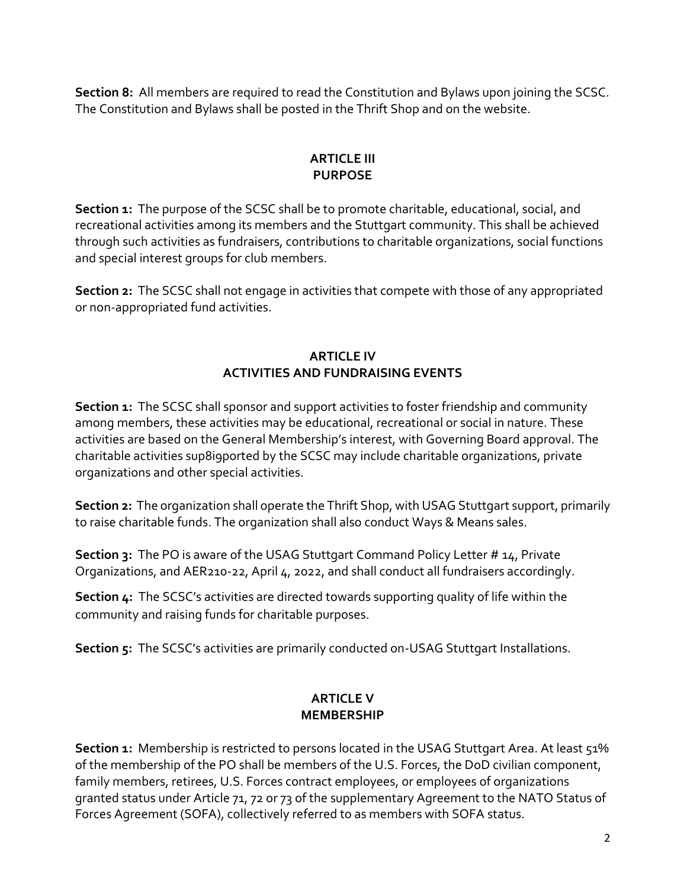**Section 8:** All members are required to read the Constitution and Bylaws upon joining the SCSC. The Constitution and Bylaws shall be posted in the Thrift Shop and on the website.

## ARTICLE III
## PURPOSE

**Section 1:** The purpose of the SCSC shall be to promote charitable, educational, social, and recreational activities among its members and the Stuttgart community. This shall be achieved through such activities as fundraisers, contributions to charitable organizations, social functions and special interest groups for club members.

**Section 2:** The SCSC shall not engage in activities that compete with those of any appropriated or non-appropriated fund activities.

## ARTICLE IV
## ACTIVITIES AND FUNDRAISING EVENTS

**Section 1:** The SCSC shall sponsor and support activities to foster friendship and community among members, these activities may be educational, recreational or social in nature. These activities are based on the General Membership's interest, with Governing Board approval. The charitable activities sup8i9ported by the SCSC may include charitable organizations, private organizations and other special activities.

**Section 2:** The organization shall operate the Thrift Shop, with USAG Stuttgart support, primarily to raise charitable funds. The organization shall also conduct Ways & Means sales.

**Section 3:** The PO is aware of the USAG Stuttgart Command Policy Letter # 14, Private Organizations, and AER210-22, April 4, 2022, and shall conduct all fundraisers accordingly.

**Section 4:** The SCSC's activities are directed towards supporting quality of life within the community and raising funds for charitable purposes.

**Section 5:** The SCSC's activities are primarily conducted on-USAG Stuttgart Installations.

## ARTICLE V
## MEMBERSHIP

**Section 1:** Membership is restricted to persons located in the USAG Stuttgart Area. At least 51% of the membership of the PO shall be members of the U.S. Forces, the DoD civilian component, family members, retirees, U.S. Forces contract employees, or employees of organizations granted status under Article 71, 72 or 73 of the supplementary Agreement to the NATO Status of Forces Agreement (SOFA), collectively referred to as members with SOFA status.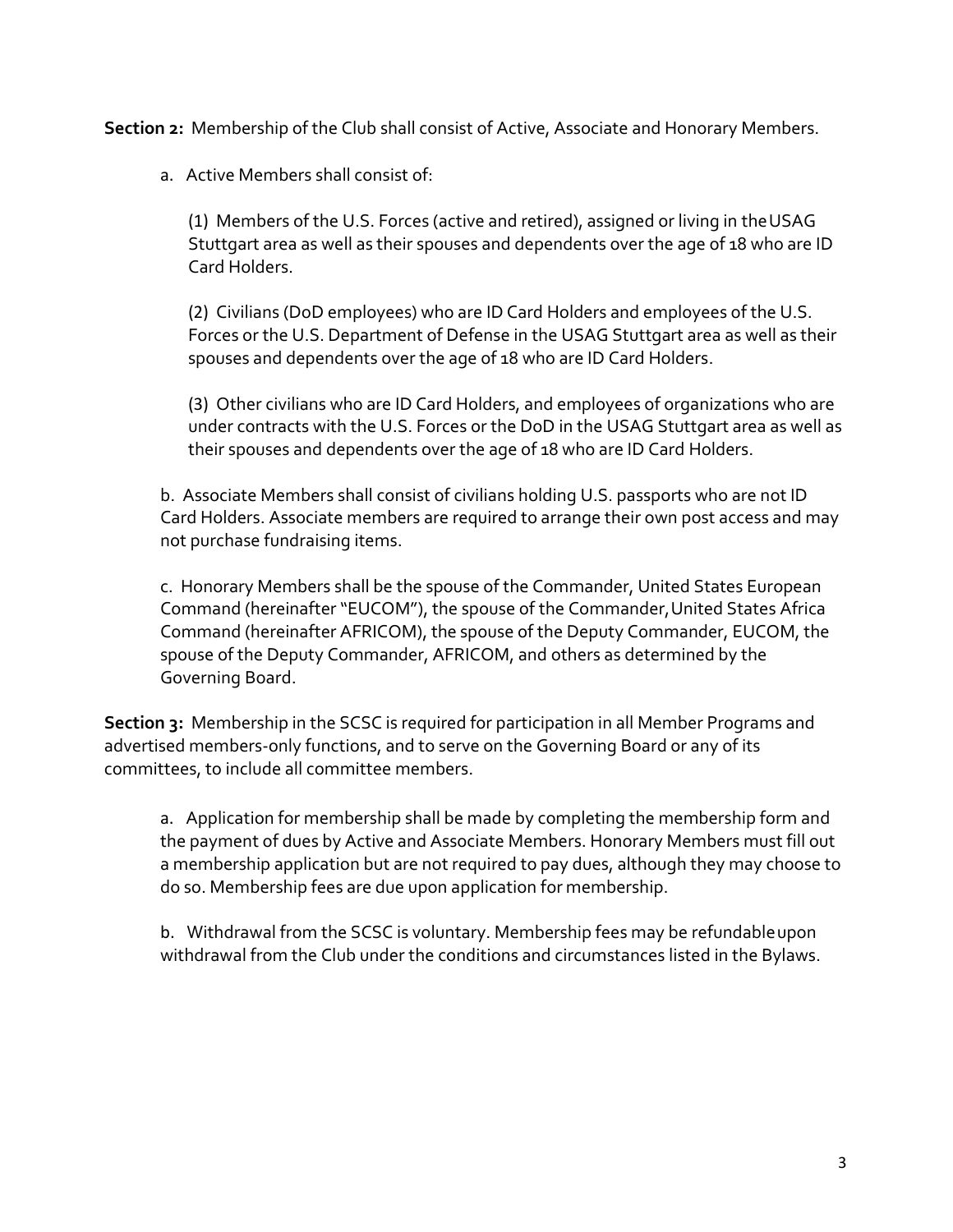**Section 2:** Membership of the Club shall consist of Active, Associate and Honorary Members.

a. Active Members shall consist of:

(1) Members of the U.S. Forces (active and retired), assigned or living in the USAG Stuttgart area as well as their spouses and dependents over the age of 18 who are ID Card Holders.

(2) Civilians (DoD employees) who are ID Card Holders and employees of the U.S. Forces or the U.S. Department of Defense in the USAG Stuttgart area as well as their spouses and dependents over the age of 18 who are ID Card Holders.

(3) Other civilians who are ID Card Holders, and employees of organizations who are under contracts with the U.S. Forces or the DoD in the USAG Stuttgart area as well as their spouses and dependents over the age of 18 who are ID Card Holders.

b. Associate Members shall consist of civilians holding U.S. passports who are not ID Card Holders. Associate members are required to arrange their own post access and may not purchase fundraising items.

c. Honorary Members shall be the spouse of the Commander, United States European Command (hereinafter "EUCOM"), the spouse of the Commander, United States Africa Command (hereinafter AFRICOM), the spouse of the Deputy Commander, EUCOM, the spouse of the Deputy Commander, AFRICOM, and others as determined by the Governing Board.

**Section 3:** Membership in the SCSC is required for participation in all Member Programs and advertised members-only functions, and to serve on the Governing Board or any of its committees, to include all committee members.

a. Application for membership shall be made by completing the membership form and the payment of dues by Active and Associate Members. Honorary Members must fill out a membership application but are not required to pay dues, although they may choose to do so. Membership fees are due upon application for membership.

b. Withdrawal from the SCSC is voluntary. Membership fees may be refundable upon withdrawal from the Club under the conditions and circumstances listed in the Bylaws.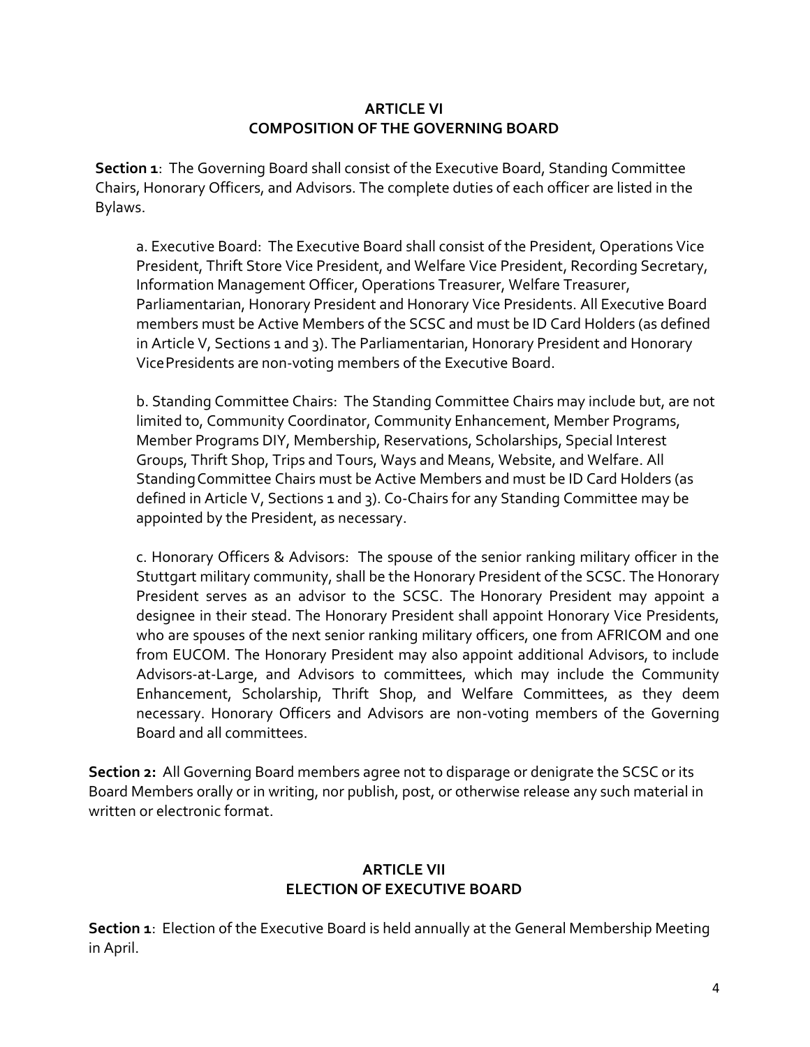## ARTICLE VI
## COMPOSITION OF THE GOVERNING BOARD

**Section 1**: The Governing Board shall consist of the Executive Board, Standing Committee Chairs, Honorary Officers, and Advisors. The complete duties of each officer are listed in the Bylaws.

a. Executive Board: The Executive Board shall consist of the President, Operations Vice President, Thrift Store Vice President, and Welfare Vice President, Recording Secretary, Information Management Officer, Operations Treasurer, Welfare Treasurer, Parliamentarian, Honorary President and Honorary Vice Presidents. All Executive Board members must be Active Members of the SCSC and must be ID Card Holders (as defined in Article V, Sections 1 and 3). The Parliamentarian, Honorary President and Honorary Vice Presidents are non-voting members of the Executive Board.

b. Standing Committee Chairs: The Standing Committee Chairs may include but, are not limited to, Community Coordinator, Community Enhancement, Member Programs, Member Programs DIY, Membership, Reservations, Scholarships, Special Interest Groups, Thrift Shop, Trips and Tours, Ways and Means, Website, and Welfare. All Standing Committee Chairs must be Active Members and must be ID Card Holders (as defined in Article V, Sections 1 and 3). Co-Chairs for any Standing Committee may be appointed by the President, as necessary.

c. Honorary Officers & Advisors: The spouse of the senior ranking military officer in the Stuttgart military community, shall be the Honorary President of the SCSC. The Honorary President serves as an advisor to the SCSC. The Honorary President may appoint a designee in their stead. The Honorary President shall appoint Honorary Vice Presidents, who are spouses of the next senior ranking military officers, one from AFRICOM and one from EUCOM. The Honorary President may also appoint additional Advisors, to include Advisors-at-Large, and Advisors to committees, which may include the Community Enhancement, Scholarship, Thrift Shop, and Welfare Committees, as they deem necessary. Honorary Officers and Advisors are non-voting members of the Governing Board and all committees.

**Section 2:** All Governing Board members agree not to disparage or denigrate the SCSC or its Board Members orally or in writing, nor publish, post, or otherwise release any such material in written or electronic format.

## ARTICLE VII
## ELECTION OF EXECUTIVE BOARD

**Section 1**: Election of the Executive Board is held annually at the General Membership Meeting in April.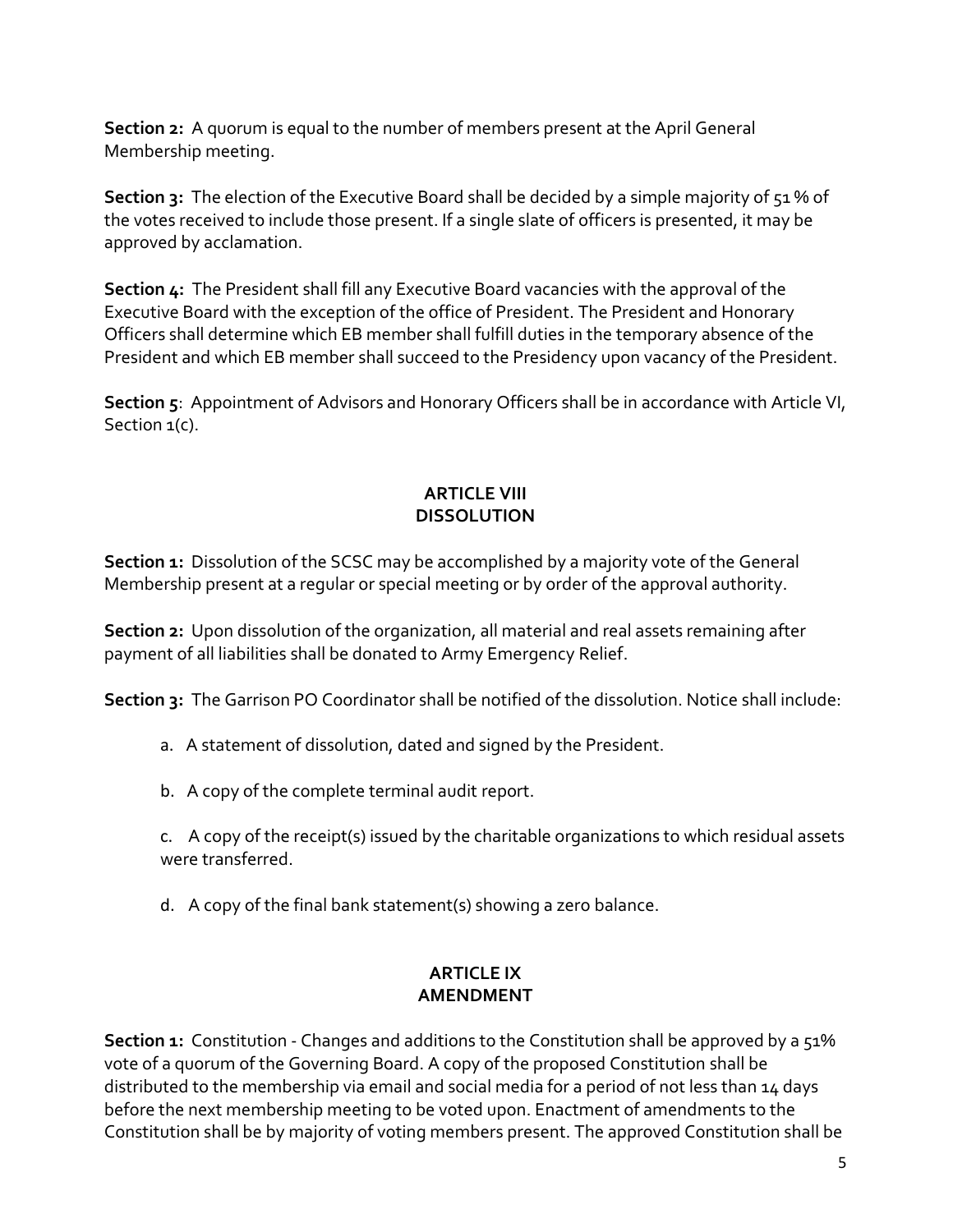**Section 2:** A quorum is equal to the number of members present at the April General Membership meeting.

**Section 3:** The election of the Executive Board shall be decided by a simple majority of 51 % of the votes received to include those present. If a single slate of officers is presented, it may be approved by acclamation.

**Section 4:** The President shall fill any Executive Board vacancies with the approval of the Executive Board with the exception of the office of President. The President and Honorary Officers shall determine which EB member shall fulfill duties in the temporary absence of the President and which EB member shall succeed to the Presidency upon vacancy of the President.

**Section 5**: Appointment of Advisors and Honorary Officers shall be in accordance with Article VI, Section 1(c).

## ARTICLE VIII
## DISSOLUTION

**Section 1:** Dissolution of the SCSC may be accomplished by a majority vote of the General Membership present at a regular or special meeting or by order of the approval authority.

**Section 2:** Upon dissolution of the organization, all material and real assets remaining after payment of all liabilities shall be donated to Army Emergency Relief.

**Section 3:** The Garrison PO Coordinator shall be notified of the dissolution. Notice shall include:

a. A statement of dissolution, dated and signed by the President.

b. A copy of the complete terminal audit report.

c. A copy of the receipt(s) issued by the charitable organizations to which residual assets were transferred.

d. A copy of the final bank statement(s) showing a zero balance.

## ARTICLE IX
## AMENDMENT

**Section 1:** Constitution - Changes and additions to the Constitution shall be approved by a 51% vote of a quorum of the Governing Board. A copy of the proposed Constitution shall be distributed to the membership via email and social media for a period of not less than 14 days before the next membership meeting to be voted upon. Enactment of amendments to the Constitution shall be by majority of voting members present. The approved Constitution shall be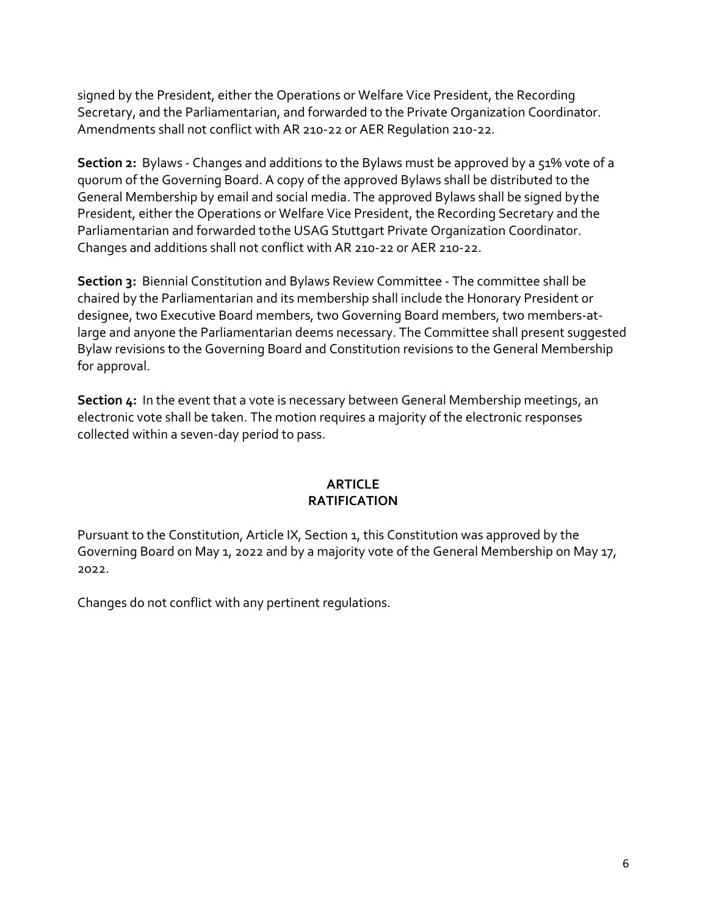signed by the President, either the Operations or Welfare Vice President, the Recording Secretary, and the Parliamentarian, and forwarded to the Private Organization Coordinator. Amendments shall not conflict with AR 210-22 or AER Regulation 210-22.

**Section 2:** Bylaws - Changes and additions to the Bylaws must be approved by a 51% vote of a quorum of the Governing Board. A copy of the approved Bylaws shall be distributed to the General Membership by email and social media. The approved Bylaws shall be signed by the President, either the Operations or Welfare Vice President, the Recording Secretary and the Parliamentarian and forwarded to the USAG Stuttgart Private Organization Coordinator. Changes and additions shall not conflict with AR 210-22 or AER 210-22.

**Section 3:** Biennial Constitution and Bylaws Review Committee - The committee shall be chaired by the Parliamentarian and its membership shall include the Honorary President or designee, two Executive Board members, two Governing Board members, two members-at-large and anyone the Parliamentarian deems necessary. The Committee shall present suggested Bylaw revisions to the Governing Board and Constitution revisions to the General Membership for approval.

**Section 4:** In the event that a vote is necessary between General Membership meetings, an electronic vote shall be taken. The motion requires a majority of the electronic responses collected within a seven-day period to pass.

## ARTICLE
## RATIFICATION

Pursuant to the Constitution, Article IX, Section 1, this Constitution was approved by the Governing Board on May 1, 2022 and by a majority vote of the General Membership on May 17, 2022.

Changes do not conflict with any pertinent regulations.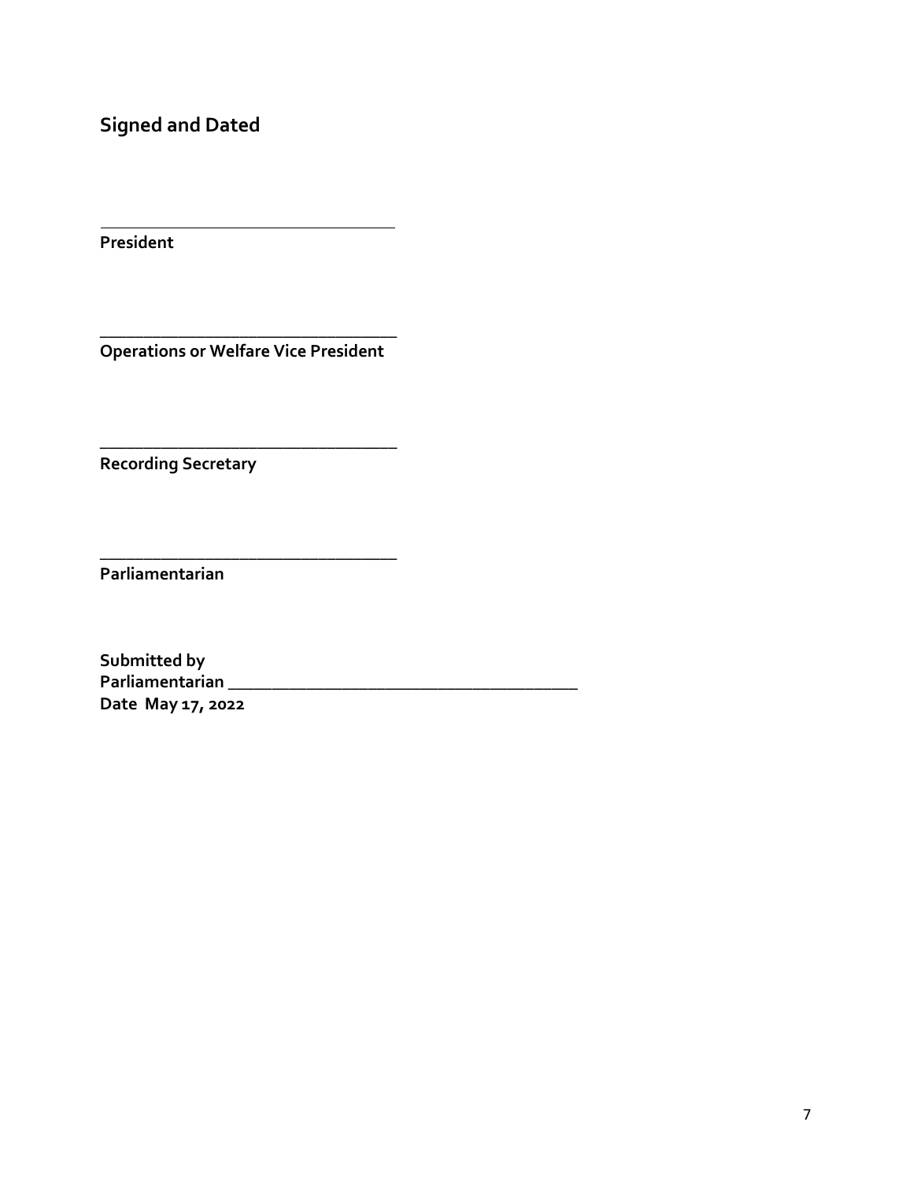## Signed and Dated

\_\_\_\_\_\_\_\_\_\_\_\_\_\_\_\_\_\_\_\_\_\_\_\_\_\_\_\_\_\_\_\_\_\_
**President**

\_\_\_\_\_\_\_\_\_\_\_\_\_\_\_\_\_\_\_\_\_\_\_\_\_\_\_\_\_\_\_\_\_\_
**Operations or Welfare Vice President**

\_\_\_\_\_\_\_\_\_\_\_\_\_\_\_\_\_\_\_\_\_\_\_\_\_\_\_\_\_\_\_\_\_\_
**Recording Secretary**

\_\_\_\_\_\_\_\_\_\_\_\_\_\_\_\_\_\_\_\_\_\_\_\_\_\_\_\_\_\_\_\_\_\_
**Parliamentarian**

**Submitted by**
**Parliamentarian \_\_\_\_\_\_\_\_\_\_\_\_\_\_\_\_\_\_\_\_\_\_\_\_\_\_\_\_\_\_\_\_\_\_\_\_\_\_\_\_**
**Date May 17, 2022**